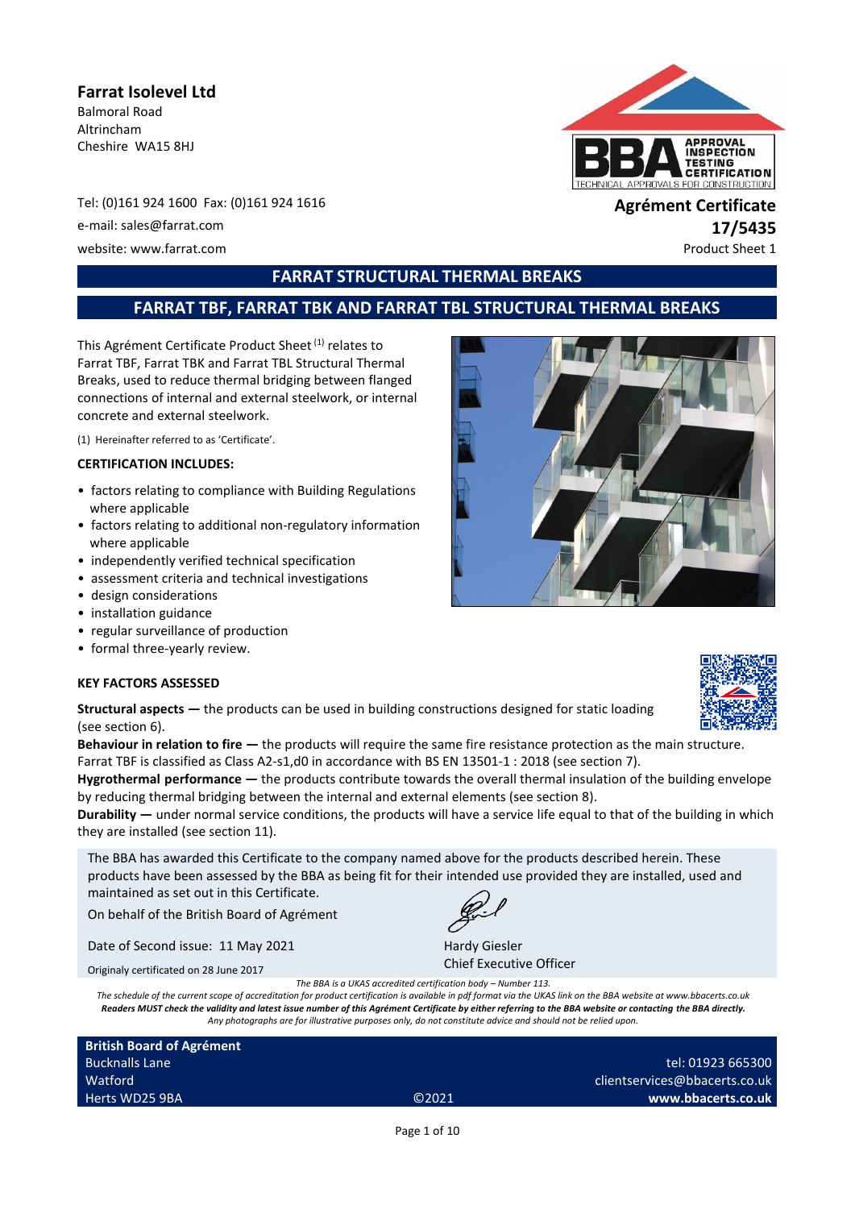**Farrat Isolevel Ltd**
Balmoral Road
Altrincham
Cheshire WA15 8HJ

Tel: (0)161 924 1600 Fax: (0)161 924 1616
e-mail: sales@farrat.com
website: www.farrat.com

**Agrément Certificate**
**17/5435**
Product Sheet 1

# FARRAT STRUCTURAL THERMAL BREAKS

## FARRAT TBF, FARRAT TBK AND FARRAT TBL STRUCTURAL THERMAL BREAKS

This Agrément Certificate Product Sheet [(1)] relates to Farrat TBF, Farrat TBK and Farrat TBL Structural Thermal Breaks, used to reduce thermal bridging between flanged connections of internal and external steelwork, or internal concrete and external steelwork.

(1) Hereinafter referred to as 'Certificate'.

**CERTIFICATION INCLUDES:**

- factors relating to compliance with Building Regulations where applicable
- factors relating to additional non-regulatory information where applicable
- independently verified technical specification
- assessment criteria and technical investigations
- design considerations
- installation guidance
- regular surveillance of production
- formal three-yearly review.

**KEY FACTORS ASSESSED**

**Structural aspects —** the products can be used in building constructions designed for static loading (see section 6).

**Behaviour in relation to fire —** the products will require the same fire resistance protection as the main structure. Farrat TBF is classified as Class A2-s1,d0 in accordance with BS EN 13501-1 : 2018 (see section 7).

**Hygrothermal performance —** the products contribute towards the overall thermal insulation of the building envelope by reducing thermal bridging between the internal and external elements (see section 8).

**Durability —** under normal service conditions, the products will have a service life equal to that of the building in which they are installed (see section 11).

The BBA has awarded this Certificate to the company named above for the products described herein. These products have been assessed by the BBA as being fit for their intended use provided they are installed, used and maintained as set out in this Certificate.

On behalf of the British Board of Agrément

Date of Second issue: 11 May 2021

Originaly certificated on 28 June 2017

Hardy Giesler
Chief Executive Officer

*The BBA is a UKAS accredited certification body – Number 113.*
*The schedule of the current scope of accreditation for product certification is available in pdf format via the UKAS link on the BBA website at www.bbacerts.co.uk*
***Readers MUST check the validity and latest issue number of this Agrément Certificate by either referring to the BBA website or contacting the BBA directly.***
*Any photographs are for illustrative purposes only, do not constitute advice and should not be relied upon.*

**British Board of Agrément**
Bucknalls Lane
Watford
Herts WD25 9BA

©2021

tel: 01923 665300
clientservices@bbacerts.co.uk
**www.bbacerts.co.uk**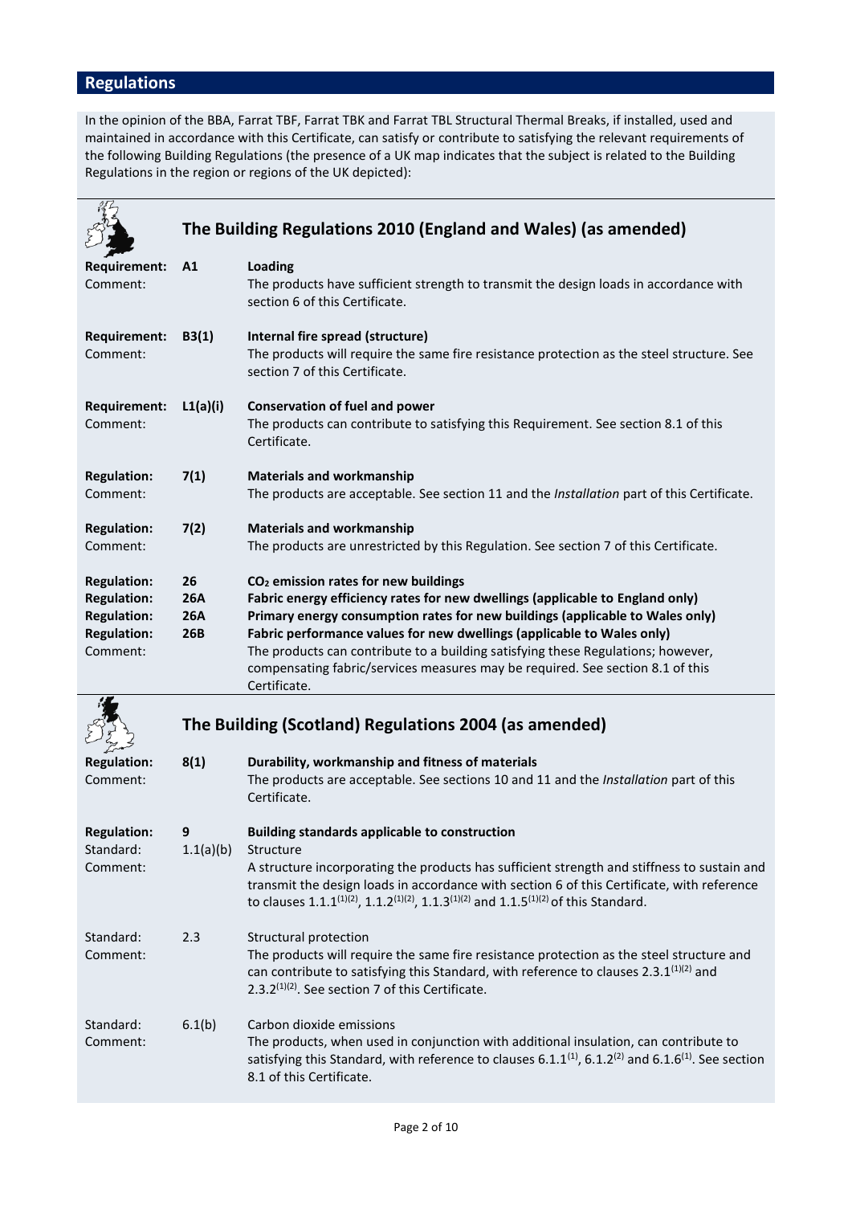## Regulations

In the opinion of the BBA, Farrat TBF, Farrat TBK and Farrat TBL Structural Thermal Breaks, if installed, used and maintained in accordance with this Certificate, can satisfy or contribute to satisfying the relevant requirements of the following Building Regulations (the presence of a UK map indicates that the subject is related to the Building Regulations in the region or regions of the UK depicted):

### The Building Regulations 2010 (England and Wales) (as amended)

**Requirement:** **A1** **Loading**
Comment: The products have sufficient strength to transmit the design loads in accordance with section 6 of this Certificate.

**Requirement:** **B3(1)** **Internal fire spread (structure)**
Comment: The products will require the same fire resistance protection as the steel structure. See section 7 of this Certificate.

**Requirement:** **L1(a)(i)** **Conservation of fuel and power**
Comment: The products can contribute to satisfying this Requirement. See section 8.1 of this Certificate.

**Regulation:** **7(1)** **Materials and workmanship**
Comment: The products are acceptable. See section 11 and the *Installation* part of this Certificate.

**Regulation:** **7(2)** **Materials and workmanship**
Comment: The products are unrestricted by this Regulation. See section 7 of this Certificate.

**Regulation:** **26** **$CO_2$ emission rates for new buildings**
**Regulation:** **26A** **Fabric energy efficiency rates for new dwellings (applicable to England only)**
**Regulation:** **26A** **Primary energy consumption rates for new buildings (applicable to Wales only)**
**Regulation:** **26B** **Fabric performance values for new dwellings (applicable to Wales only)**
Comment: The products can contribute to a building satisfying these Regulations; however, compensating fabric/services measures may be required. See section 8.1 of this Certificate.

### The Building (Scotland) Regulations 2004 (as amended)

**Regulation:** **8(1)** **Durability, workmanship and fitness of materials**
Comment: The products are acceptable. See sections 10 and 11 and the *Installation* part of this Certificate.

**Regulation:** **9** **Building standards applicable to construction**
Standard: 1.1(a)(b) Structure
Comment: A structure incorporating the products has sufficient strength and stiffness to sustain and transmit the design loads in accordance with section 6 of this Certificate, with reference to clauses 1.1.1[(1)(2)], 1.1.2[(1)(2)], 1.1.3[(1)(2)] and 1.1.5[(1)(2)] of this Standard.

Standard: 2.3 Structural protection
Comment: The products will require the same fire resistance protection as the steel structure and can contribute to satisfying this Standard, with reference to clauses 2.3.1[(1)(2)] and 2.3.2[(1)(2)]. See section 7 of this Certificate.

Standard: 6.1(b) Carbon dioxide emissions
Comment: The products, when used in conjunction with additional insulation, can contribute to satisfying this Standard, with reference to clauses 6.1.1[(1)], 6.1.2[(2)] and 6.1.6[(1)]. See section 8.1 of this Certificate.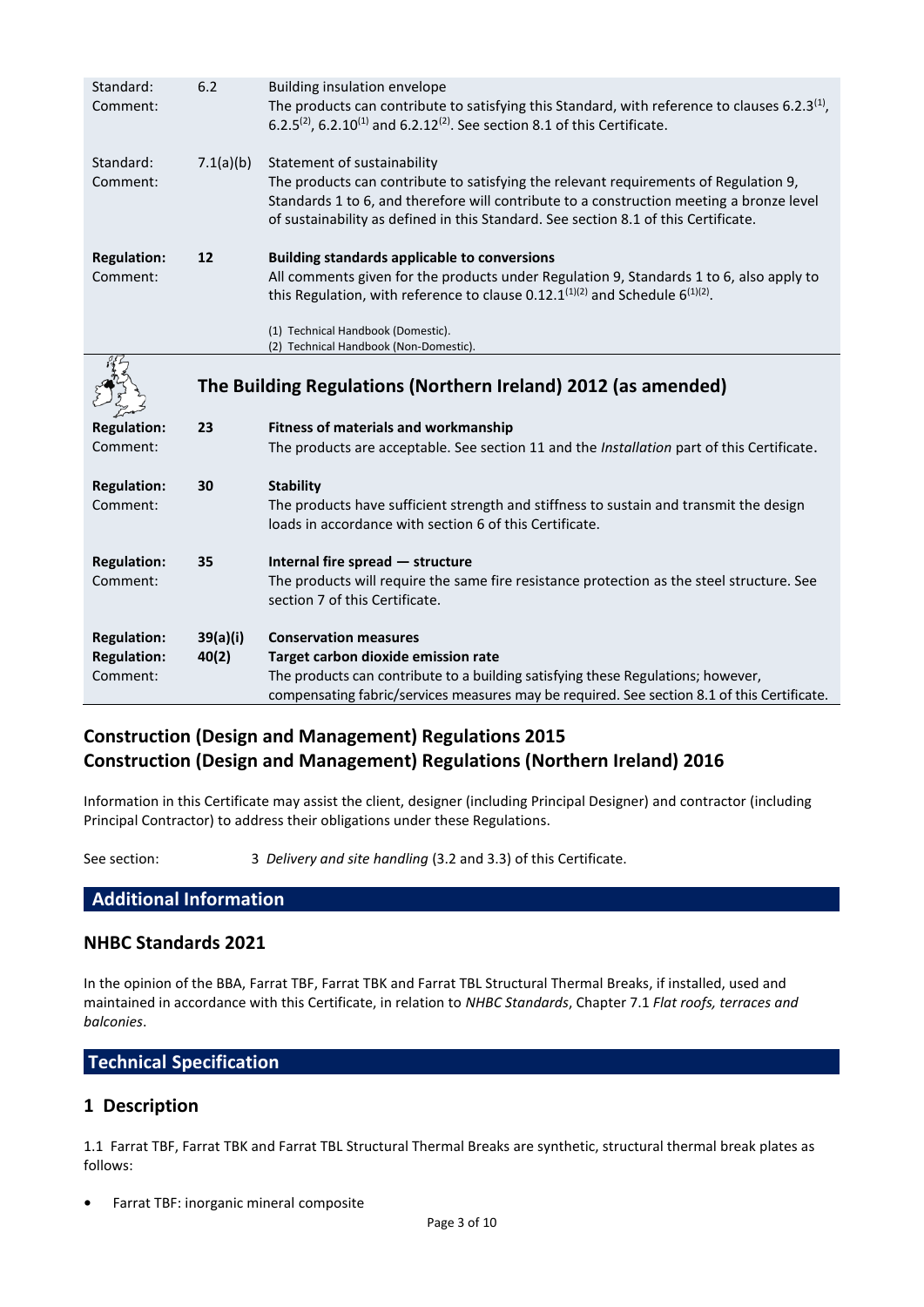| | | |
|---|---|---|
| Standard: | 6.2 | Building insulation envelope |
| Comment: | | The products can contribute to satisfying this Standard, with reference to clauses 6.2.3[1], 6.2.5[2], 6.2.10[1] and 6.2.12[2]. See section 8.1 of this Certificate. |
| Standard: | 7.1(a)(b) | Statement of sustainability |
| Comment: | | The products can contribute to satisfying the relevant requirements of Regulation 9, Standards 1 to 6, and therefore will contribute to a construction meeting a bronze level of sustainability as defined in this Standard. See section 8.1 of this Certificate. |
| **Regulation:** | **12** | **Building standards applicable to conversions** |
| Comment: | | All comments given for the products under Regulation 9, Standards 1 to 6, also apply to this Regulation, with reference to clause 0.12.1[1][2] and Schedule 6[1][2]. |

(1) Technical Handbook (Domestic).
(2) Technical Handbook (Non-Domestic).

## The Building Regulations (Northern Ireland) 2012 (as amended)

| | | |
|---|---|---|
| **Regulation:** | **23** | **Fitness of materials and workmanship** |
| Comment: | | The products are acceptable. See section 11 and the *Installation* part of this Certificate. |
| **Regulation:** | **30** | **Stability** |
| Comment: | | The products have sufficient strength and stiffness to sustain and transmit the design loads in accordance with section 6 of this Certificate. |
| **Regulation:** | **35** | **Internal fire spread — structure** |
| Comment: | | The products will require the same fire resistance protection as the steel structure. See section 7 of this Certificate. |
| **Regulation:** | **39(a)(i)** | **Conservation measures** |
| **Regulation:** | **40(2)** | **Target carbon dioxide emission rate** |
| Comment: | | The products can contribute to a building satisfying these Regulations; however, compensating fabric/services measures may be required. See section 8.1 of this Certificate. |

## Construction (Design and Management) Regulations 2015
## Construction (Design and Management) Regulations (Northern Ireland) 2016

Information in this Certificate may assist the client, designer (including Principal Designer) and contractor (including Principal Contractor) to address their obligations under these Regulations.

See section: 3 *Delivery and site handling* (3.2 and 3.3) of this Certificate.

## Additional Information

### NHBC Standards 2021

In the opinion of the BBA, Farrat TBF, Farrat TBK and Farrat TBL Structural Thermal Breaks, if installed, used and maintained in accordance with this Certificate, in relation to *NHBC Standards*, Chapter 7.1 *Flat roofs, terraces and balconies*.

## Technical Specification

### 1 Description

1.1 Farrat TBF, Farrat TBK and Farrat TBL Structural Thermal Breaks are synthetic, structural thermal break plates as follows:

- Farrat TBF: inorganic mineral composite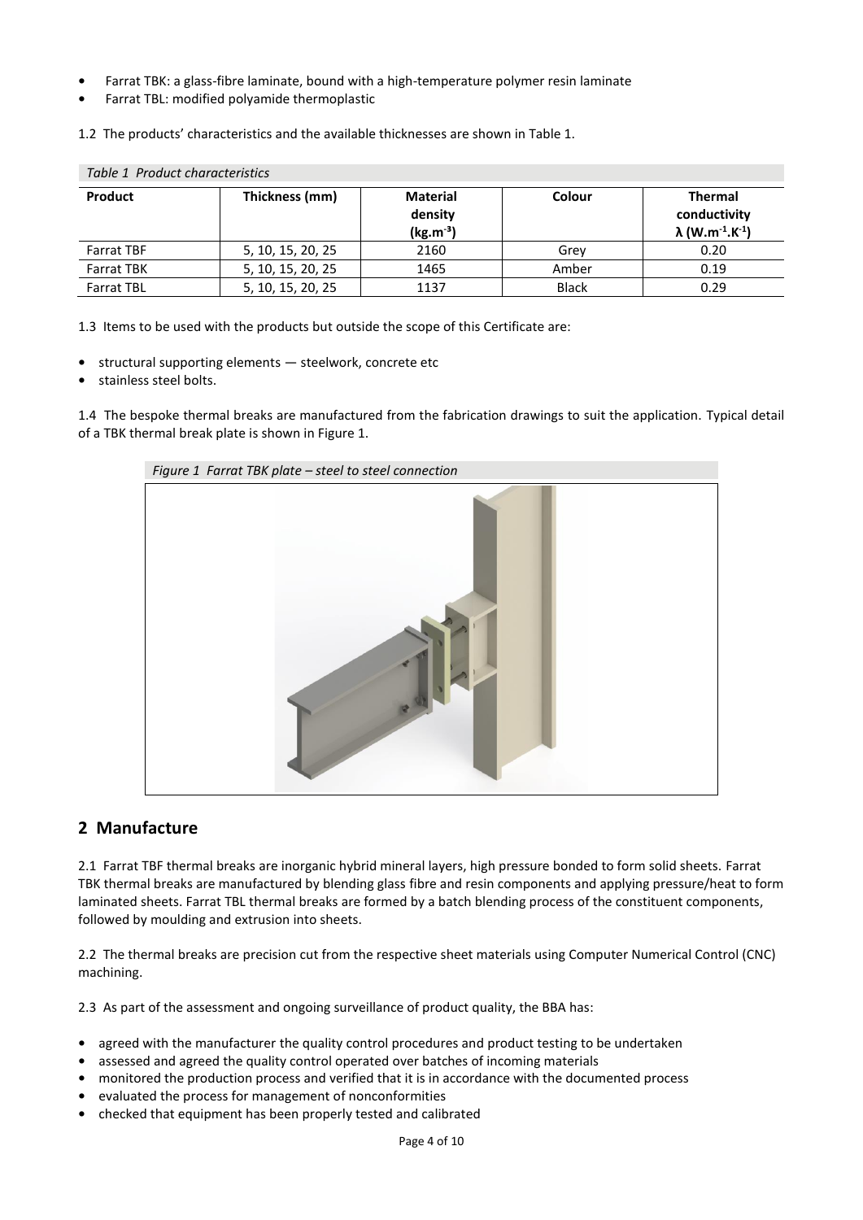- Farrat TBK: a glass-fibre laminate, bound with a high-temperature polymer resin laminate
- Farrat TBL: modified polyamide thermoplastic

1.2 The products' characteristics and the available thicknesses are shown in Table 1.

*Table 1 Product characteristics*

| Product | Thickness (mm) | Material density ($kg.m^{-3}$) | Colour | Thermal conductivity λ ($W.m^{-1}.K^{-1}$) |
|---|---|---|---|---|
| Farrat TBF | 5, 10, 15, 20, 25 | 2160 | Grey | 0.20 |
| Farrat TBK | 5, 10, 15, 20, 25 | 1465 | Amber | 0.19 |
| Farrat TBL | 5, 10, 15, 20, 25 | 1137 | Black | 0.29 |

1.3 Items to be used with the products but outside the scope of this Certificate are:

- structural supporting elements — steelwork, concrete etc
- stainless steel bolts.

1.4 The bespoke thermal breaks are manufactured from the fabrication drawings to suit the application. Typical detail of a TBK thermal break plate is shown in Figure 1.

*Figure 1 Farrat TBK plate – steel to steel connection*

## 2 Manufacture

2.1 Farrat TBF thermal breaks are inorganic hybrid mineral layers, high pressure bonded to form solid sheets. Farrat TBK thermal breaks are manufactured by blending glass fibre and resin components and applying pressure/heat to form laminated sheets. Farrat TBL thermal breaks are formed by a batch blending process of the constituent components, followed by moulding and extrusion into sheets.

2.2 The thermal breaks are precision cut from the respective sheet materials using Computer Numerical Control (CNC) machining.

2.3 As part of the assessment and ongoing surveillance of product quality, the BBA has:

- agreed with the manufacturer the quality control procedures and product testing to be undertaken
- assessed and agreed the quality control operated over batches of incoming materials
- monitored the production process and verified that it is in accordance with the documented process
- evaluated the process for management of nonconformities
- checked that equipment has been properly tested and calibrated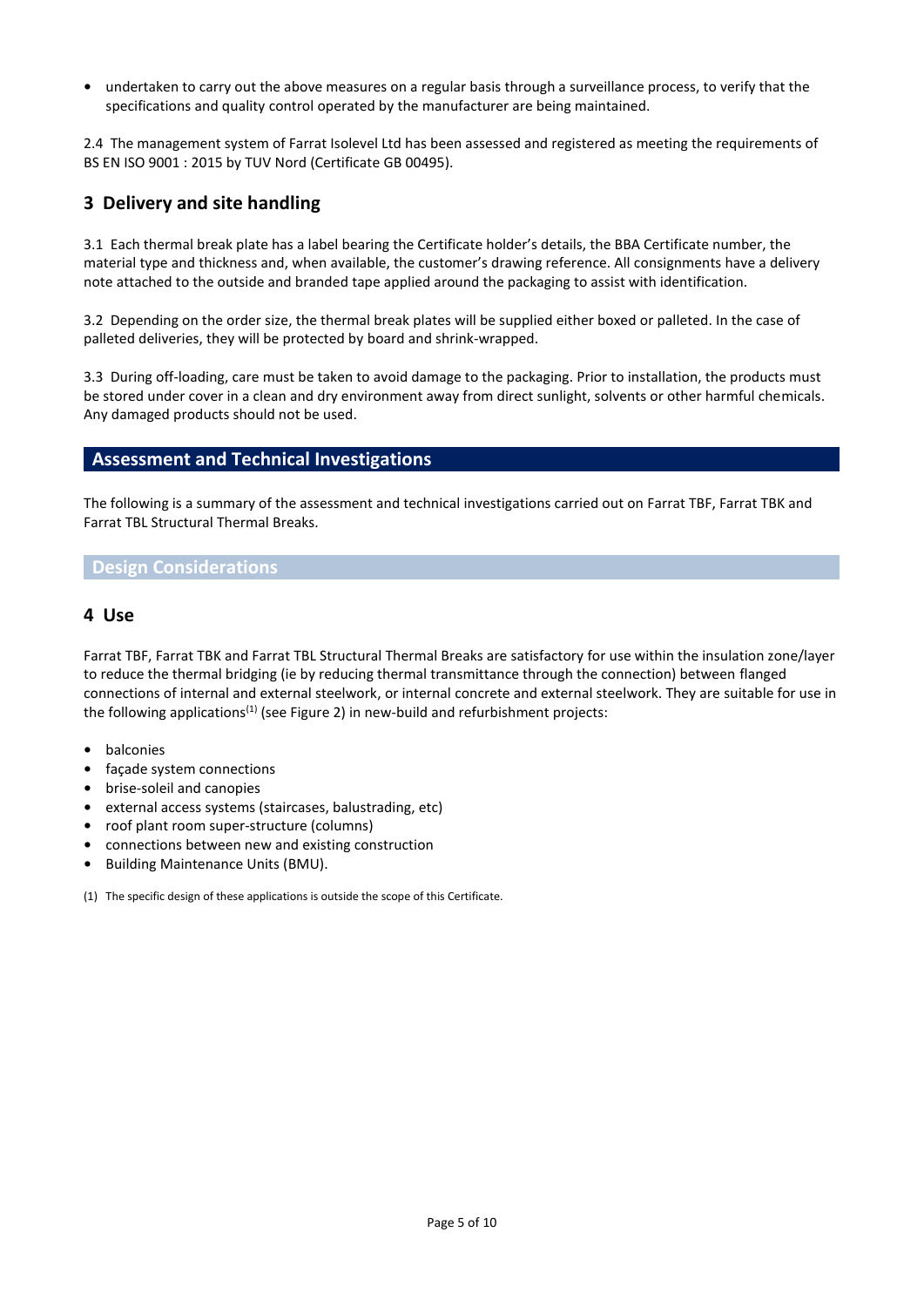- undertaken to carry out the above measures on a regular basis through a surveillance process, to verify that the specifications and quality control operated by the manufacturer are being maintained.

2.4 The management system of Farrat Isolevel Ltd has been assessed and registered as meeting the requirements of BS EN ISO 9001 : 2015 by TUV Nord (Certificate GB 00495).

## 3 Delivery and site handling

3.1 Each thermal break plate has a label bearing the Certificate holder's details, the BBA Certificate number, the material type and thickness and, when available, the customer's drawing reference. All consignments have a delivery note attached to the outside and branded tape applied around the packaging to assist with identification.

3.2 Depending on the order size, the thermal break plates will be supplied either boxed or palleted. In the case of palleted deliveries, they will be protected by board and shrink-wrapped.

3.3 During off-loading, care must be taken to avoid damage to the packaging. Prior to installation, the products must be stored under cover in a clean and dry environment away from direct sunlight, solvents or other harmful chemicals. Any damaged products should not be used.

## Assessment and Technical Investigations

The following is a summary of the assessment and technical investigations carried out on Farrat TBF, Farrat TBK and Farrat TBL Structural Thermal Breaks.

### Design Considerations

## 4 Use

Farrat TBF, Farrat TBK and Farrat TBL Structural Thermal Breaks are satisfactory for use within the insulation zone/layer to reduce the thermal bridging (ie by reducing thermal transmittance through the connection) between flanged connections of internal and external steelwork, or internal concrete and external steelwork. They are suitable for use in the following applications[1] (see Figure 2) in new-build and refurbishment projects:

- balconies
- façade system connections
- brise-soleil and canopies
- external access systems (staircases, balustrading, etc)
- roof plant room super-structure (columns)
- connections between new and existing construction
- Building Maintenance Units (BMU).

(1) The specific design of these applications is outside the scope of this Certificate.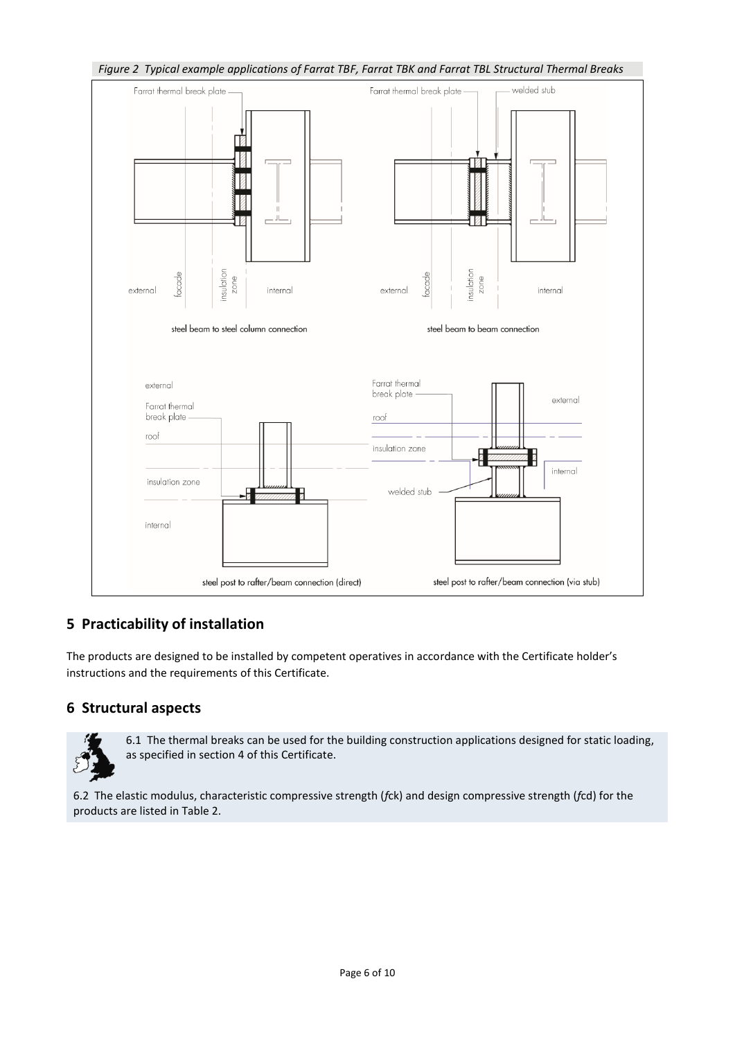*Figure 2 Typical example applications of Farrat TBF, Farrat TBK and Farrat TBL Structural Thermal Breaks*

## 5 Practicability of installation

The products are designed to be installed by competent operatives in accordance with the Certificate holder's instructions and the requirements of this Certificate.

## 6 Structural aspects

6.1 The thermal breaks can be used for the building construction applications designed for static loading, as specified in section 4 of this Certificate.

6.2 The elastic modulus, characteristic compressive strength ($f$ck) and design compressive strength ($f$cd) for the products are listed in Table 2.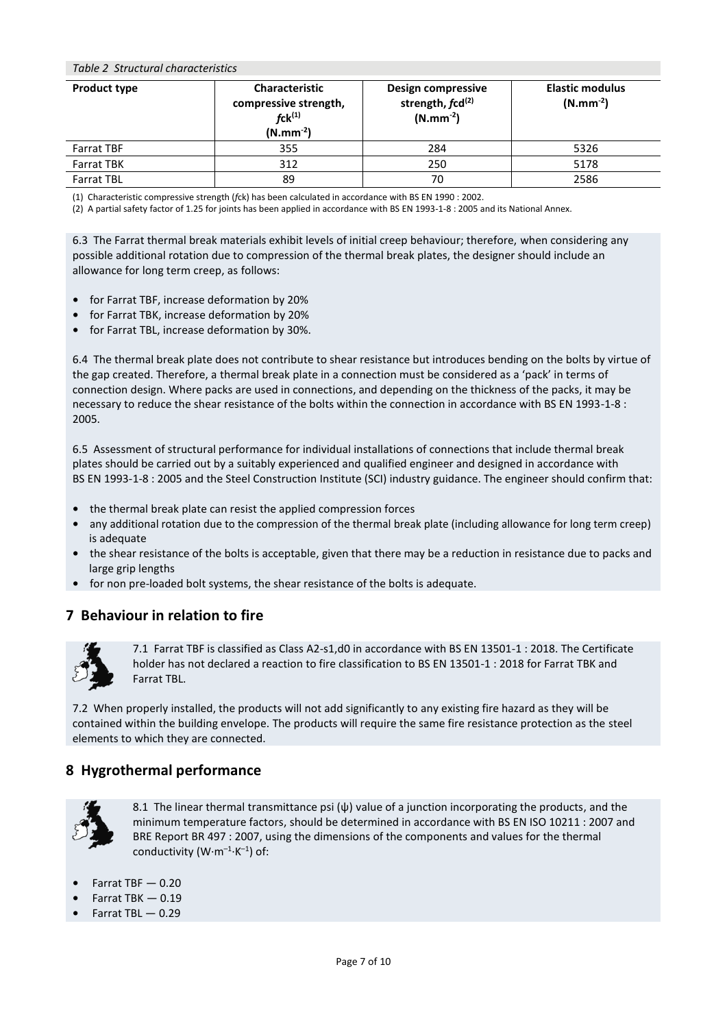*Table 2 Structural characteristics*

| Product type | Characteristic compressive strength, $f_{ck}$[1] ($N.mm^{-2}$) | Design compressive strength, $f_{cd}$[2] ($N.mm^{-2}$) | Elastic modulus ($N.mm^{-2}$) |
|---|---|---|---|
| Farrat TBF | 355 | 284 | 5326 |
| Farrat TBK | 312 | 250 | 5178 |
| Farrat TBL | 89 | 70 | 2586 |

(1) Characteristic compressive strength ($f_{ck}$) has been calculated in accordance with BS EN 1990 : 2002.

(2) A partial safety factor of 1.25 for joints has been applied in accordance with BS EN 1993-1-8 : 2005 and its National Annex.

6.3 The Farrat thermal break materials exhibit levels of initial creep behaviour; therefore, when considering any possible additional rotation due to compression of the thermal break plates, the designer should include an allowance for long term creep, as follows:

- for Farrat TBF, increase deformation by 20%
- for Farrat TBK, increase deformation by 20%
- for Farrat TBL, increase deformation by 30%.

6.4 The thermal break plate does not contribute to shear resistance but introduces bending on the bolts by virtue of the gap created. Therefore, a thermal break plate in a connection must be considered as a 'pack' in terms of connection design. Where packs are used in connections, and depending on the thickness of the packs, it may be necessary to reduce the shear resistance of the bolts within the connection in accordance with BS EN 1993-1-8 : 2005.

6.5 Assessment of structural performance for individual installations of connections that include thermal break plates should be carried out by a suitably experienced and qualified engineer and designed in accordance with BS EN 1993-1-8 : 2005 and the Steel Construction Institute (SCI) industry guidance. The engineer should confirm that:

- the thermal break plate can resist the applied compression forces
- any additional rotation due to the compression of the thermal break plate (including allowance for long term creep) is adequate
- the shear resistance of the bolts is acceptable, given that there may be a reduction in resistance due to packs and large grip lengths
- for non pre-loaded bolt systems, the shear resistance of the bolts is adequate.

## 7 Behaviour in relation to fire

7.1 Farrat TBF is classified as Class A2-s1,d0 in accordance with BS EN 13501-1 : 2018. The Certificate holder has not declared a reaction to fire classification to BS EN 13501-1 : 2018 for Farrat TBK and Farrat TBL.

7.2 When properly installed, the products will not add significantly to any existing fire hazard as they will be contained within the building envelope. The products will require the same fire resistance protection as the steel elements to which they are connected.

## 8 Hygrothermal performance

8.1 The linear thermal transmittance psi ($\psi$) value of a junction incorporating the products, and the minimum temperature factors, should be determined in accordance with BS EN ISO 10211 : 2007 and BRE Report BR 497 : 2007, using the dimensions of the components and values for the thermal conductivity ($W{\cdot}m^{-1}{\cdot}K^{-1}$) of:

- Farrat TBF — 0.20
- Farrat TBK — 0.19
- Farrat TBL — 0.29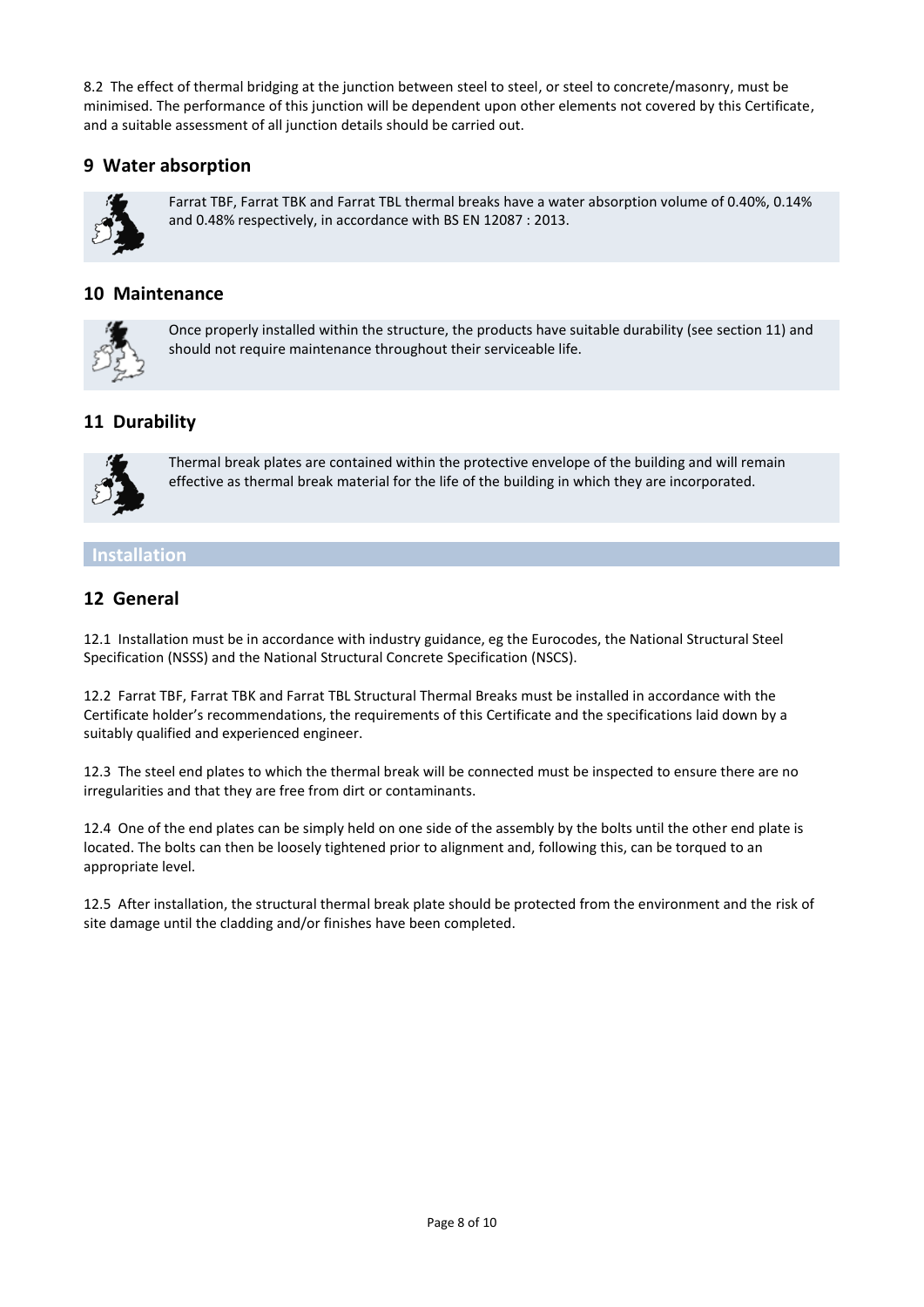8.2 The effect of thermal bridging at the junction between steel to steel, or steel to concrete/masonry, must be minimised. The performance of this junction will be dependent upon other elements not covered by this Certificate, and a suitable assessment of all junction details should be carried out.

## 9 Water absorption

Farrat TBF, Farrat TBK and Farrat TBL thermal breaks have a water absorption volume of 0.40%, 0.14% and 0.48% respectively, in accordance with BS EN 12087 : 2013.

## 10 Maintenance

Once properly installed within the structure, the products have suitable durability (see section 11) and should not require maintenance throughout their serviceable life.

## 11 Durability

Thermal break plates are contained within the protective envelope of the building and will remain effective as thermal break material for the life of the building in which they are incorporated.

# Installation

## 12 General

12.1 Installation must be in accordance with industry guidance, eg the Eurocodes, the National Structural Steel Specification (NSSS) and the National Structural Concrete Specification (NSCS).

12.2 Farrat TBF, Farrat TBK and Farrat TBL Structural Thermal Breaks must be installed in accordance with the Certificate holder's recommendations, the requirements of this Certificate and the specifications laid down by a suitably qualified and experienced engineer.

12.3 The steel end plates to which the thermal break will be connected must be inspected to ensure there are no irregularities and that they are free from dirt or contaminants.

12.4 One of the end plates can be simply held on one side of the assembly by the bolts until the other end plate is located. The bolts can then be loosely tightened prior to alignment and, following this, can be torqued to an appropriate level.

12.5 After installation, the structural thermal break plate should be protected from the environment and the risk of site damage until the cladding and/or finishes have been completed.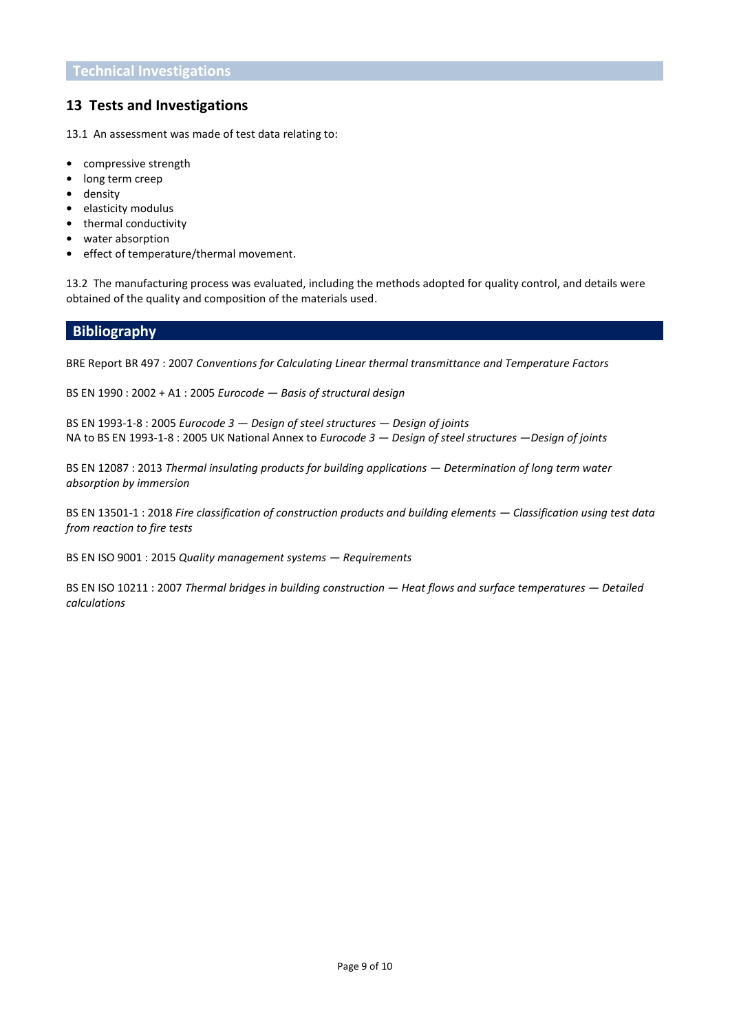## Technical Investigations

## 13 Tests and Investigations

13.1 An assessment was made of test data relating to:

- compressive strength
- long term creep
- density
- elasticity modulus
- thermal conductivity
- water absorption
- effect of temperature/thermal movement.

13.2 The manufacturing process was evaluated, including the methods adopted for quality control, and details were obtained of the quality and composition of the materials used.

## Bibliography

BRE Report BR 497 : 2007 *Conventions for Calculating Linear thermal transmittance and Temperature Factors*

BS EN 1990 : 2002 + A1 : 2005 *Eurocode — Basis of structural design*

BS EN 1993-1-8 : 2005 *Eurocode 3 — Design of steel structures — Design of joints*
NA to BS EN 1993-1-8 : 2005 UK National Annex to *Eurocode 3 — Design of steel structures —Design of joints*

BS EN 12087 : 2013 *Thermal insulating products for building applications — Determination of long term water absorption by immersion*

BS EN 13501-1 : 2018 *Fire classification of construction products and building elements — Classification using test data from reaction to fire tests*

BS EN ISO 9001 : 2015 *Quality management systems — Requirements*

BS EN ISO 10211 : 2007 *Thermal bridges in building construction — Heat flows and surface temperatures — Detailed calculations*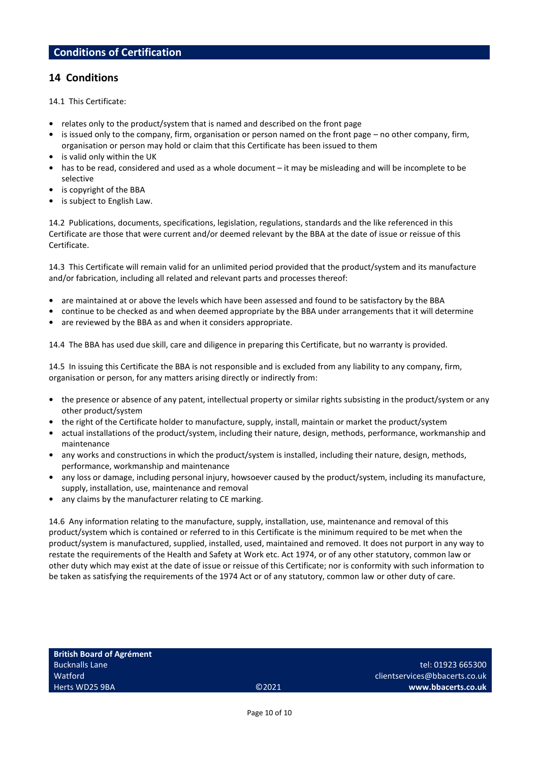## Conditions of Certification

### 14 Conditions

14.1 This Certificate:

- relates only to the product/system that is named and described on the front page
- is issued only to the company, firm, organisation or person named on the front page – no other company, firm, organisation or person may hold or claim that this Certificate has been issued to them
- is valid only within the UK
- has to be read, considered and used as a whole document – it may be misleading and will be incomplete to be selective
- is copyright of the BBA
- is subject to English Law.

14.2 Publications, documents, specifications, legislation, regulations, standards and the like referenced in this Certificate are those that were current and/or deemed relevant by the BBA at the date of issue or reissue of this Certificate.

14.3 This Certificate will remain valid for an unlimited period provided that the product/system and its manufacture and/or fabrication, including all related and relevant parts and processes thereof:

- are maintained at or above the levels which have been assessed and found to be satisfactory by the BBA
- continue to be checked as and when deemed appropriate by the BBA under arrangements that it will determine
- are reviewed by the BBA as and when it considers appropriate.

14.4 The BBA has used due skill, care and diligence in preparing this Certificate, but no warranty is provided.

14.5 In issuing this Certificate the BBA is not responsible and is excluded from any liability to any company, firm, organisation or person, for any matters arising directly or indirectly from:

- the presence or absence of any patent, intellectual property or similar rights subsisting in the product/system or any other product/system
- the right of the Certificate holder to manufacture, supply, install, maintain or market the product/system
- actual installations of the product/system, including their nature, design, methods, performance, workmanship and maintenance
- any works and constructions in which the product/system is installed, including their nature, design, methods, performance, workmanship and maintenance
- any loss or damage, including personal injury, howsoever caused by the product/system, including its manufacture, supply, installation, use, maintenance and removal
- any claims by the manufacturer relating to CE marking.

14.6 Any information relating to the manufacture, supply, installation, use, maintenance and removal of this product/system which is contained or referred to in this Certificate is the minimum required to be met when the product/system is manufactured, supplied, installed, used, maintained and removed. It does not purport in any way to restate the requirements of the Health and Safety at Work etc. Act 1974, or of any other statutory, common law or other duty which may exist at the date of issue or reissue of this Certificate; nor is conformity with such information to be taken as satisfying the requirements of the 1974 Act or of any statutory, common law or other duty of care.

**British Board of Agrément**
Bucknalls Lane
Watford
Herts WD25 9BA

©2021

tel: 01923 665300
clientservices@bbacerts.co.uk
**www.bbacerts.co.uk**